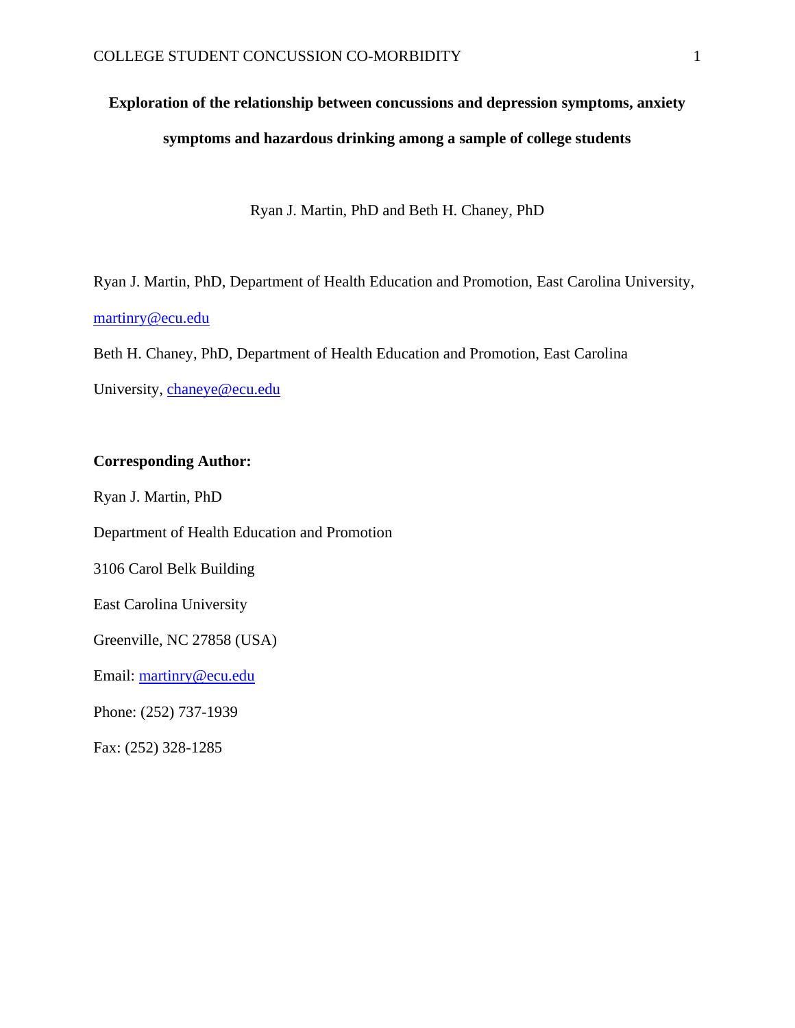# Exploration of the relationship between concussions and depression symptoms, anxiety symptoms and hazardous drinking among a sample of college students

Ryan J. Martin, PhD and Beth H. Chaney, PhD

Ryan J. Martin, PhD, Department of Health Education and Promotion, East Carolina University, martinry@ecu.edu

Beth H. Chaney, PhD, Department of Health Education and Promotion, East Carolina University, chaneye@ecu.edu

**Corresponding Author:**

Ryan J. Martin, PhD

Department of Health Education and Promotion

3106 Carol Belk Building

East Carolina University

Greenville, NC 27858 (USA)

Email: martinry@ecu.edu

Phone: (252) 737-1939

Fax: (252) 328-1285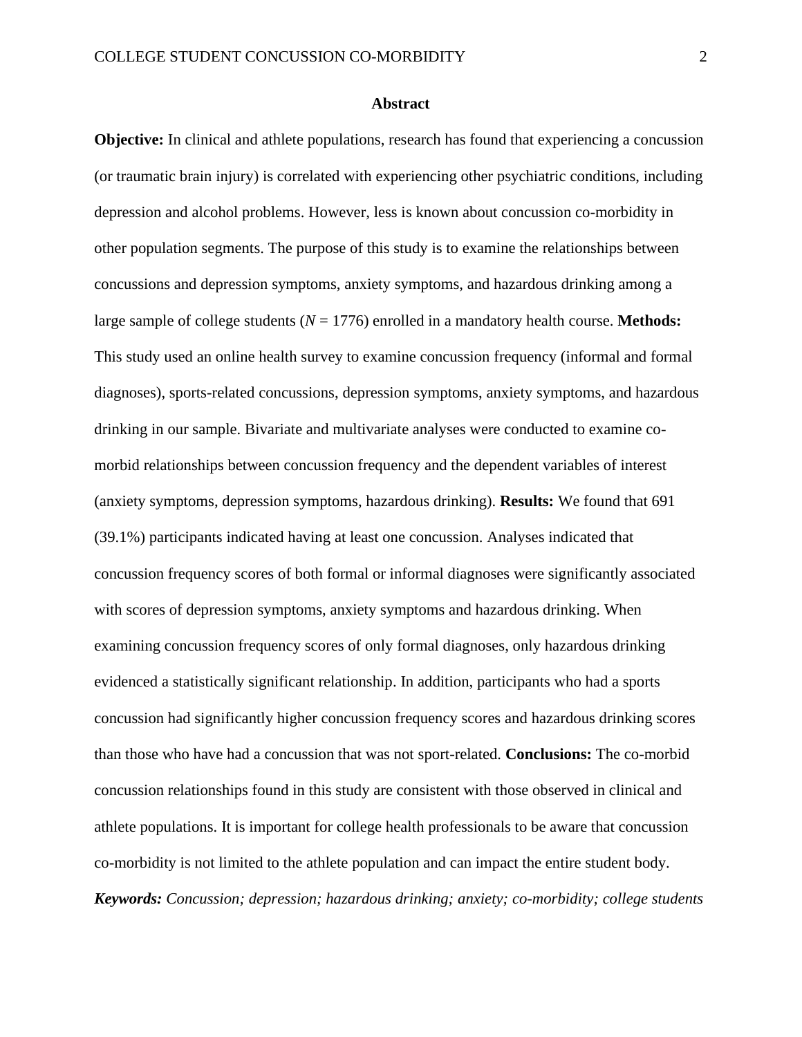## Abstract

**Objective:** In clinical and athlete populations, research has found that experiencing a concussion (or traumatic brain injury) is correlated with experiencing other psychiatric conditions, including depression and alcohol problems. However, less is known about concussion co-morbidity in other population segments. The purpose of this study is to examine the relationships between concussions and depression symptoms, anxiety symptoms, and hazardous drinking among a large sample of college students ($N$ = 1776) enrolled in a mandatory health course. **Methods:** This study used an online health survey to examine concussion frequency (informal and formal diagnoses), sports-related concussions, depression symptoms, anxiety symptoms, and hazardous drinking in our sample. Bivariate and multivariate analyses were conducted to examine co-morbid relationships between concussion frequency and the dependent variables of interest (anxiety symptoms, depression symptoms, hazardous drinking). **Results:** We found that 691 (39.1%) participants indicated having at least one concussion. Analyses indicated that concussion frequency scores of both formal or informal diagnoses were significantly associated with scores of depression symptoms, anxiety symptoms and hazardous drinking. When examining concussion frequency scores of only formal diagnoses, only hazardous drinking evidenced a statistically significant relationship. In addition, participants who had a sports concussion had significantly higher concussion frequency scores and hazardous drinking scores than those who have had a concussion that was not sport-related. **Conclusions:** The co-morbid concussion relationships found in this study are consistent with those observed in clinical and athlete populations. It is important for college health professionals to be aware that concussion co-morbidity is not limited to the athlete population and can impact the entire student body.

***Keywords:*** *Concussion; depression; hazardous drinking; anxiety; co-morbidity; college students*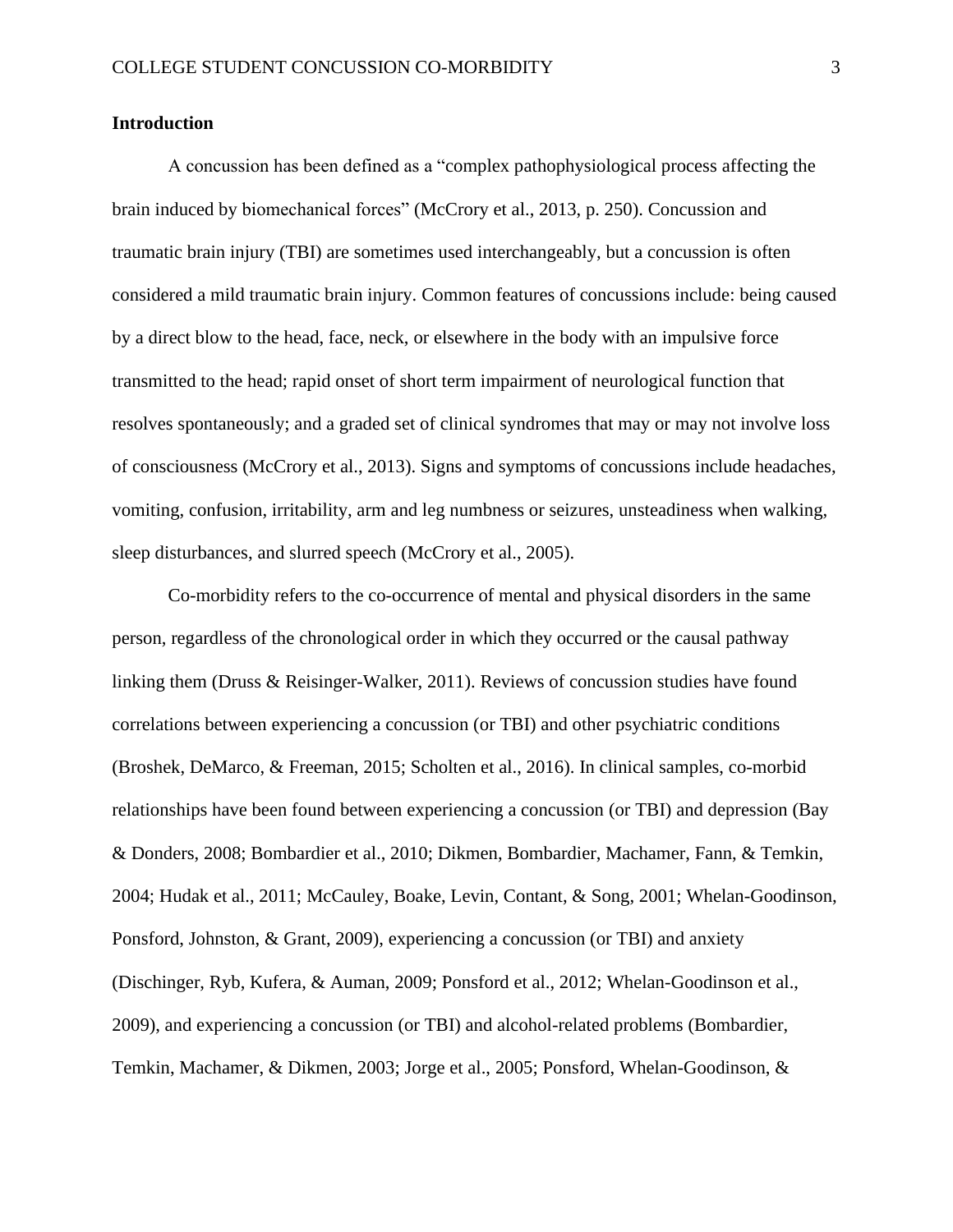**Introduction**

A concussion has been defined as a "complex pathophysiological process affecting the brain induced by biomechanical forces" (McCrory et al., 2013, p. 250). Concussion and traumatic brain injury (TBI) are sometimes used interchangeably, but a concussion is often considered a mild traumatic brain injury. Common features of concussions include: being caused by a direct blow to the head, face, neck, or elsewhere in the body with an impulsive force transmitted to the head; rapid onset of short term impairment of neurological function that resolves spontaneously; and a graded set of clinical syndromes that may or may not involve loss of consciousness (McCrory et al., 2013). Signs and symptoms of concussions include headaches, vomiting, confusion, irritability, arm and leg numbness or seizures, unsteadiness when walking, sleep disturbances, and slurred speech (McCrory et al., 2005).

Co-morbidity refers to the co-occurrence of mental and physical disorders in the same person, regardless of the chronological order in which they occurred or the causal pathway linking them (Druss & Reisinger-Walker, 2011). Reviews of concussion studies have found correlations between experiencing a concussion (or TBI) and other psychiatric conditions (Broshek, DeMarco, & Freeman, 2015; Scholten et al., 2016). In clinical samples, co-morbid relationships have been found between experiencing a concussion (or TBI) and depression (Bay & Donders, 2008; Bombardier et al., 2010; Dikmen, Bombardier, Machamer, Fann, & Temkin, 2004; Hudak et al., 2011; McCauley, Boake, Levin, Contant, & Song, 2001; Whelan-Goodinson, Ponsford, Johnston, & Grant, 2009), experiencing a concussion (or TBI) and anxiety (Dischinger, Ryb, Kufera, & Auman, 2009; Ponsford et al., 2012; Whelan-Goodinson et al., 2009), and experiencing a concussion (or TBI) and alcohol-related problems (Bombardier, Temkin, Machamer, & Dikmen, 2003; Jorge et al., 2005; Ponsford, Whelan-Goodinson, &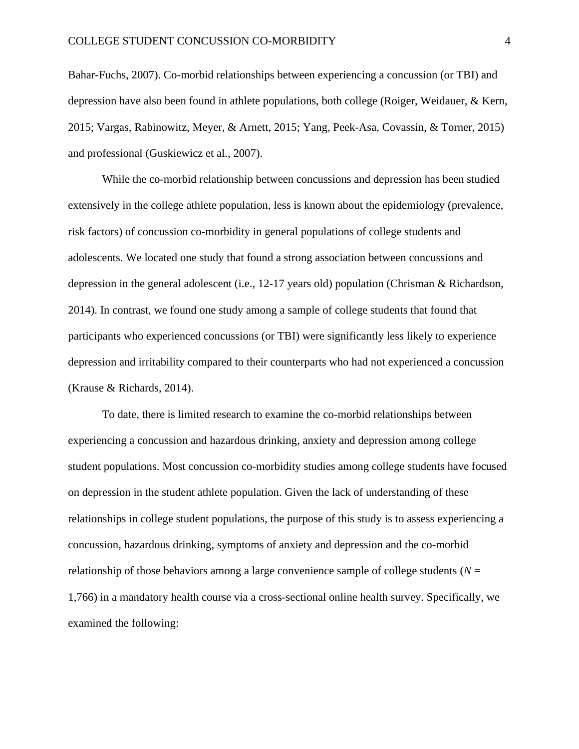Bahar-Fuchs, 2007). Co-morbid relationships between experiencing a concussion (or TBI) and depression have also been found in athlete populations, both college (Roiger, Weidauer, & Kern, 2015; Vargas, Rabinowitz, Meyer, & Arnett, 2015; Yang, Peek-Asa, Covassin, & Torner, 2015) and professional (Guskiewicz et al., 2007).

While the co-morbid relationship between concussions and depression has been studied extensively in the college athlete population, less is known about the epidemiology (prevalence, risk factors) of concussion co-morbidity in general populations of college students and adolescents. We located one study that found a strong association between concussions and depression in the general adolescent (i.e., 12-17 years old) population (Chrisman & Richardson, 2014). In contrast, we found one study among a sample of college students that found that participants who experienced concussions (or TBI) were significantly less likely to experience depression and irritability compared to their counterparts who had not experienced a concussion (Krause & Richards, 2014).

To date, there is limited research to examine the co-morbid relationships between experiencing a concussion and hazardous drinking, anxiety and depression among college student populations. Most concussion co-morbidity studies among college students have focused on depression in the student athlete population. Given the lack of understanding of these relationships in college student populations, the purpose of this study is to assess experiencing a concussion, hazardous drinking, symptoms of anxiety and depression and the co-morbid relationship of those behaviors among a large convenience sample of college students ($N$ = 1,766) in a mandatory health course via a cross-sectional online health survey. Specifically, we examined the following: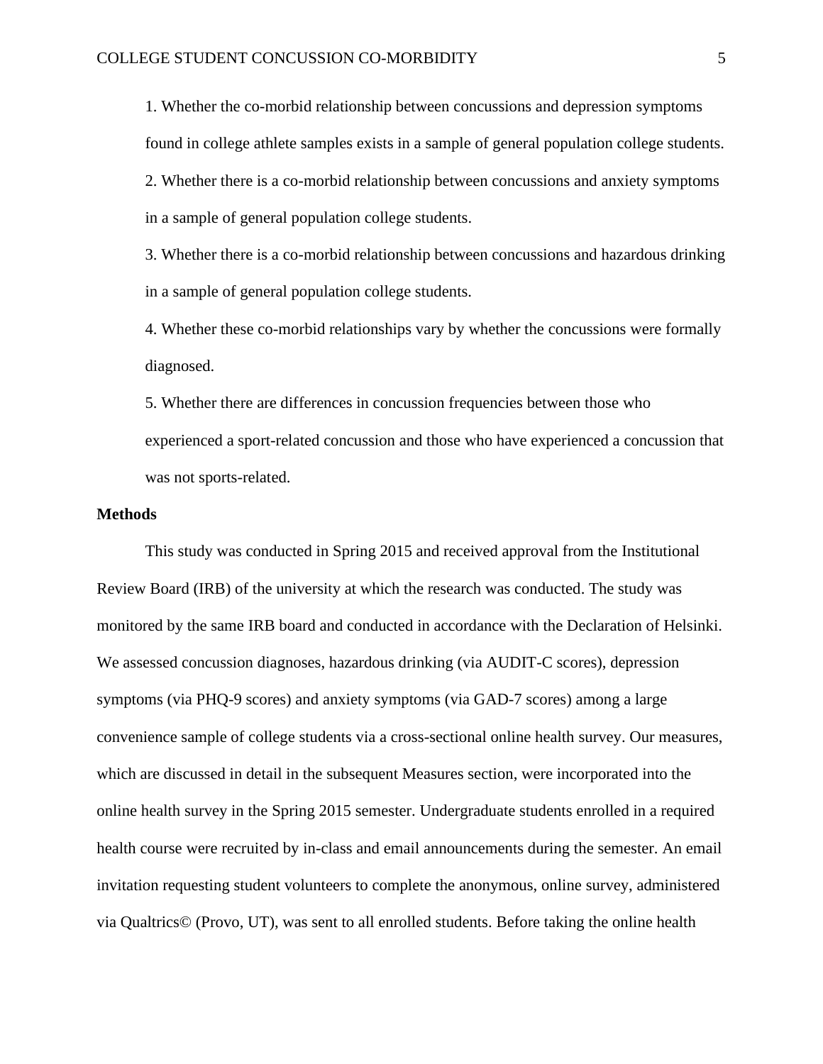1. Whether the co-morbid relationship between concussions and depression symptoms found in college athlete samples exists in a sample of general population college students.

2. Whether there is a co-morbid relationship between concussions and anxiety symptoms in a sample of general population college students.

3. Whether there is a co-morbid relationship between concussions and hazardous drinking in a sample of general population college students.

4. Whether these co-morbid relationships vary by whether the concussions were formally diagnosed.

5. Whether there are differences in concussion frequencies between those who experienced a sport-related concussion and those who have experienced a concussion that was not sports-related.

**Methods**

This study was conducted in Spring 2015 and received approval from the Institutional Review Board (IRB) of the university at which the research was conducted. The study was monitored by the same IRB board and conducted in accordance with the Declaration of Helsinki. We assessed concussion diagnoses, hazardous drinking (via AUDIT-C scores), depression symptoms (via PHQ-9 scores) and anxiety symptoms (via GAD-7 scores) among a large convenience sample of college students via a cross-sectional online health survey. Our measures, which are discussed in detail in the subsequent Measures section, were incorporated into the online health survey in the Spring 2015 semester. Undergraduate students enrolled in a required health course were recruited by in-class and email announcements during the semester. An email invitation requesting student volunteers to complete the anonymous, online survey, administered via Qualtrics© (Provo, UT), was sent to all enrolled students. Before taking the online health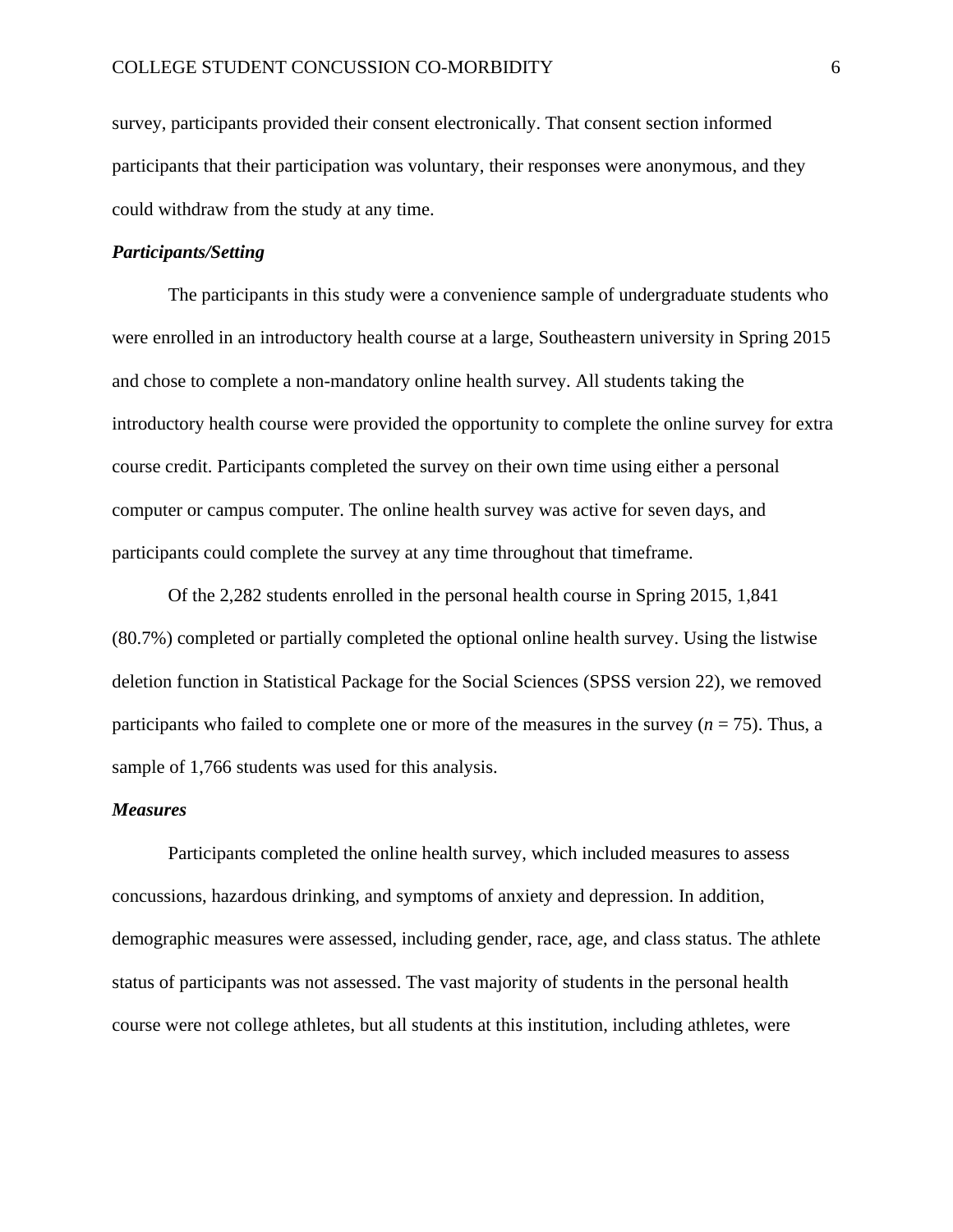survey, participants provided their consent electronically. That consent section informed participants that their participation was voluntary, their responses were anonymous, and they could withdraw from the study at any time.

### *Participants/Setting*

The participants in this study were a convenience sample of undergraduate students who were enrolled in an introductory health course at a large, Southeastern university in Spring 2015 and chose to complete a non-mandatory online health survey. All students taking the introductory health course were provided the opportunity to complete the online survey for extra course credit. Participants completed the survey on their own time using either a personal computer or campus computer. The online health survey was active for seven days, and participants could complete the survey at any time throughout that timeframe.

Of the 2,282 students enrolled in the personal health course in Spring 2015, 1,841 (80.7%) completed or partially completed the optional online health survey. Using the listwise deletion function in Statistical Package for the Social Sciences (SPSS version 22), we removed participants who failed to complete one or more of the measures in the survey ($n$ = 75). Thus, a sample of 1,766 students was used for this analysis.

### *Measures*

Participants completed the online health survey, which included measures to assess concussions, hazardous drinking, and symptoms of anxiety and depression. In addition, demographic measures were assessed, including gender, race, age, and class status. The athlete status of participants was not assessed. The vast majority of students in the personal health course were not college athletes, but all students at this institution, including athletes, were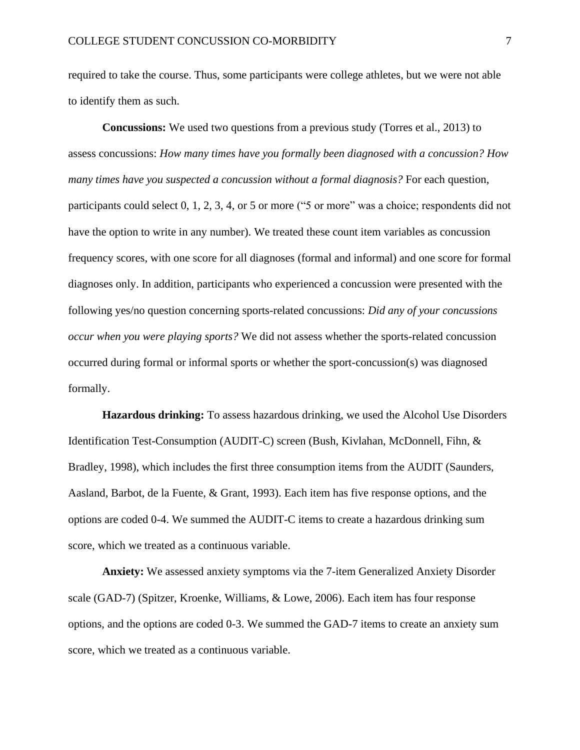required to take the course. Thus, some participants were college athletes, but we were not able to identify them as such.

**Concussions:** We used two questions from a previous study (Torres et al., 2013) to assess concussions: *How many times have you formally been diagnosed with a concussion? How many times have you suspected a concussion without a formal diagnosis?* For each question, participants could select 0, 1, 2, 3, 4, or 5 or more ("5 or more" was a choice; respondents did not have the option to write in any number). We treated these count item variables as concussion frequency scores, with one score for all diagnoses (formal and informal) and one score for formal diagnoses only. In addition, participants who experienced a concussion were presented with the following yes/no question concerning sports-related concussions: *Did any of your concussions occur when you were playing sports?* We did not assess whether the sports-related concussion occurred during formal or informal sports or whether the sport-concussion(s) was diagnosed formally.

**Hazardous drinking:** To assess hazardous drinking, we used the Alcohol Use Disorders Identification Test-Consumption (AUDIT-C) screen (Bush, Kivlahan, McDonnell, Fihn, & Bradley, 1998), which includes the first three consumption items from the AUDIT (Saunders, Aasland, Barbot, de la Fuente, & Grant, 1993). Each item has five response options, and the options are coded 0-4. We summed the AUDIT-C items to create a hazardous drinking sum score, which we treated as a continuous variable.

**Anxiety:** We assessed anxiety symptoms via the 7-item Generalized Anxiety Disorder scale (GAD-7) (Spitzer, Kroenke, Williams, & Lowe, 2006). Each item has four response options, and the options are coded 0-3. We summed the GAD-7 items to create an anxiety sum score, which we treated as a continuous variable.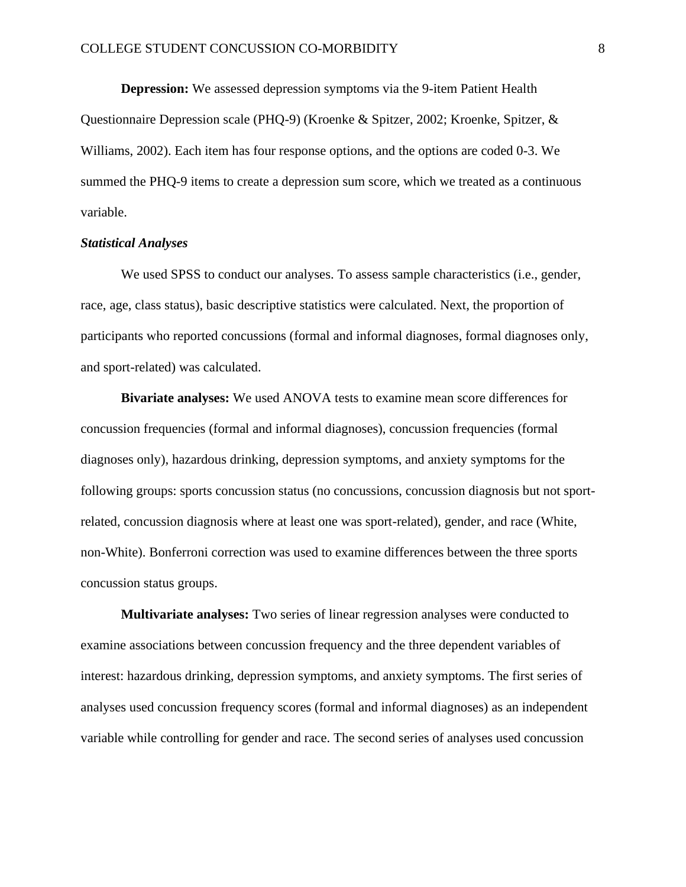**Depression:** We assessed depression symptoms via the 9-item Patient Health Questionnaire Depression scale (PHQ-9) (Kroenke & Spitzer, 2002; Kroenke, Spitzer, & Williams, 2002). Each item has four response options, and the options are coded 0-3. We summed the PHQ-9 items to create a depression sum score, which we treated as a continuous variable.

### *Statistical Analyses*

We used SPSS to conduct our analyses. To assess sample characteristics (i.e., gender, race, age, class status), basic descriptive statistics were calculated. Next, the proportion of participants who reported concussions (formal and informal diagnoses, formal diagnoses only, and sport-related) was calculated.

**Bivariate analyses:** We used ANOVA tests to examine mean score differences for concussion frequencies (formal and informal diagnoses), concussion frequencies (formal diagnoses only), hazardous drinking, depression symptoms, and anxiety symptoms for the following groups: sports concussion status (no concussions, concussion diagnosis but not sport-related, concussion diagnosis where at least one was sport-related), gender, and race (White, non-White). Bonferroni correction was used to examine differences between the three sports concussion status groups.

**Multivariate analyses:** Two series of linear regression analyses were conducted to examine associations between concussion frequency and the three dependent variables of interest: hazardous drinking, depression symptoms, and anxiety symptoms. The first series of analyses used concussion frequency scores (formal and informal diagnoses) as an independent variable while controlling for gender and race. The second series of analyses used concussion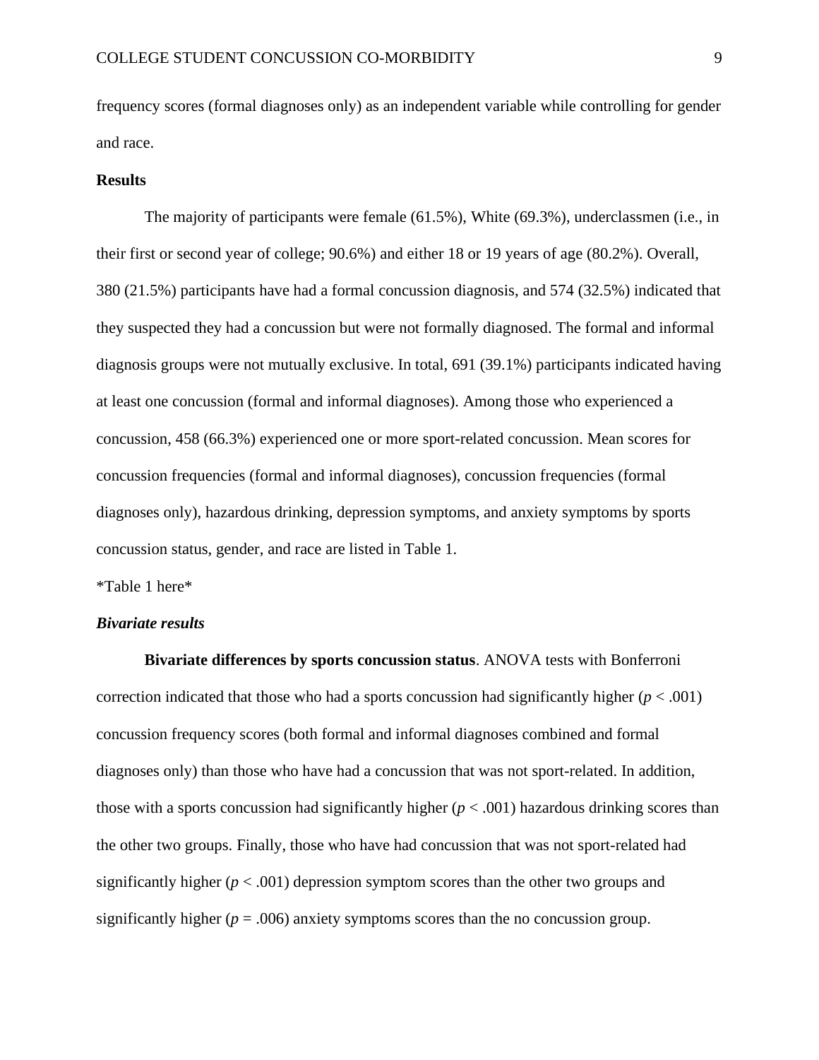frequency scores (formal diagnoses only) as an independent variable while controlling for gender and race.

**Results**

The majority of participants were female (61.5%), White (69.3%), underclassmen (i.e., in their first or second year of college; 90.6%) and either 18 or 19 years of age (80.2%). Overall, 380 (21.5%) participants have had a formal concussion diagnosis, and 574 (32.5%) indicated that they suspected they had a concussion but were not formally diagnosed. The formal and informal diagnosis groups were not mutually exclusive. In total, 691 (39.1%) participants indicated having at least one concussion (formal and informal diagnoses). Among those who experienced a concussion, 458 (66.3%) experienced one or more sport-related concussion. Mean scores for concussion frequencies (formal and informal diagnoses), concussion frequencies (formal diagnoses only), hazardous drinking, depression symptoms, and anxiety symptoms by sports concussion status, gender, and race are listed in Table 1.

*Table 1 here*

***Bivariate results***

**Bivariate differences by sports concussion status**. ANOVA tests with Bonferroni correction indicated that those who had a sports concussion had significantly higher ($p < .001$) concussion frequency scores (both formal and informal diagnoses combined and formal diagnoses only) than those who have had a concussion that was not sport-related. In addition, those with a sports concussion had significantly higher ($p < .001$) hazardous drinking scores than the other two groups. Finally, those who have had concussion that was not sport-related had significantly higher ($p < .001$) depression symptom scores than the other two groups and significantly higher ($p = .006$) anxiety symptoms scores than the no concussion group.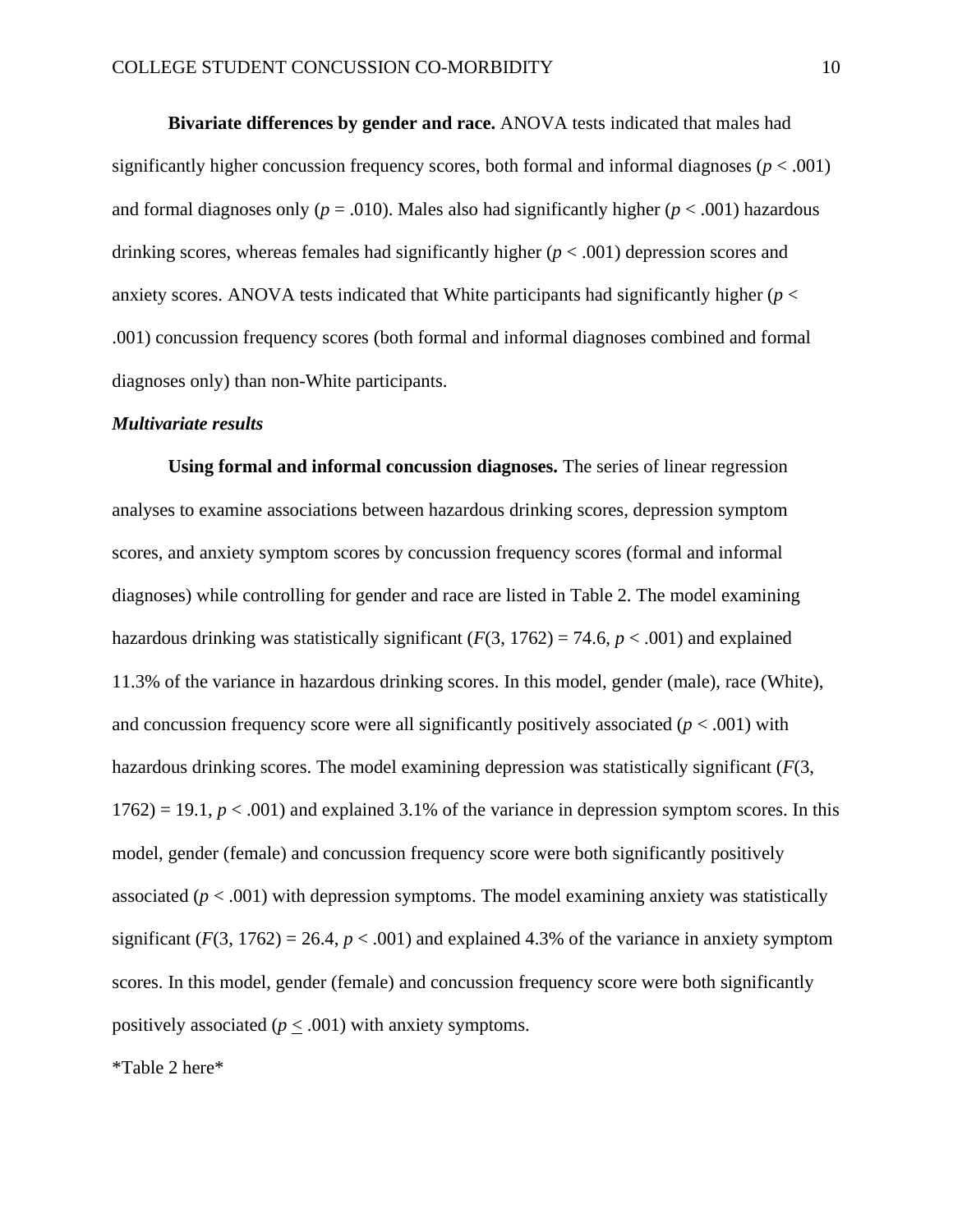**Bivariate differences by gender and race.** ANOVA tests indicated that males had significantly higher concussion frequency scores, both formal and informal diagnoses ($p < .001$) and formal diagnoses only ($p = .010$). Males also had significantly higher ($p < .001$) hazardous drinking scores, whereas females had significantly higher ($p < .001$) depression scores and anxiety scores. ANOVA tests indicated that White participants had significantly higher ($p < .001$) concussion frequency scores (both formal and informal diagnoses combined and formal diagnoses only) than non-White participants.

***Multivariate results***

**Using formal and informal concussion diagnoses.** The series of linear regression analyses to examine associations between hazardous drinking scores, depression symptom scores, and anxiety symptom scores by concussion frequency scores (formal and informal diagnoses) while controlling for gender and race are listed in Table 2. The model examining hazardous drinking was statistically significant ($F(3, 1762) = 74.6$, $p < .001$) and explained 11.3% of the variance in hazardous drinking scores. In this model, gender (male), race (White), and concussion frequency score were all significantly positively associated ($p < .001$) with hazardous drinking scores. The model examining depression was statistically significant ($F(3, 1762) = 19.1$, $p < .001$) and explained 3.1% of the variance in depression symptom scores. In this model, gender (female) and concussion frequency score were both significantly positively associated ($p < .001$) with depression symptoms. The model examining anxiety was statistically significant ($F(3, 1762) = 26.4$, $p < .001$) and explained 4.3% of the variance in anxiety symptom scores. In this model, gender (female) and concussion frequency score were both significantly positively associated ($p \leq .001$) with anxiety symptoms.

*Table 2 here*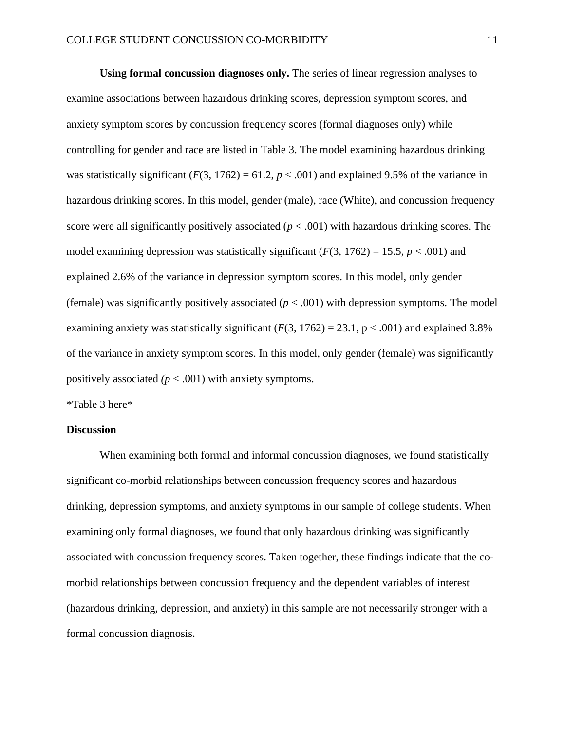**Using formal concussion diagnoses only.** The series of linear regression analyses to examine associations between hazardous drinking scores, depression symptom scores, and anxiety symptom scores by concussion frequency scores (formal diagnoses only) while controlling for gender and race are listed in Table 3. The model examining hazardous drinking was statistically significant ($F(3, 1762) = 61.2$, $p < .001$) and explained 9.5% of the variance in hazardous drinking scores. In this model, gender (male), race (White), and concussion frequency score were all significantly positively associated ($p < .001$) with hazardous drinking scores. The model examining depression was statistically significant ($F(3, 1762) = 15.5$, $p < .001$) and explained 2.6% of the variance in depression symptom scores. In this model, only gender (female) was significantly positively associated ($p < .001$) with depression symptoms. The model examining anxiety was statistically significant ($F(3, 1762) = 23.1$, $p < .001$) and explained 3.8% of the variance in anxiety symptom scores. In this model, only gender (female) was significantly positively associated ($p < .001$) with anxiety symptoms.

*Table 3 here*

## Discussion

When examining both formal and informal concussion diagnoses, we found statistically significant co-morbid relationships between concussion frequency scores and hazardous drinking, depression symptoms, and anxiety symptoms in our sample of college students. When examining only formal diagnoses, we found that only hazardous drinking was significantly associated with concussion frequency scores. Taken together, these findings indicate that the co-morbid relationships between concussion frequency and the dependent variables of interest (hazardous drinking, depression, and anxiety) in this sample are not necessarily stronger with a formal concussion diagnosis.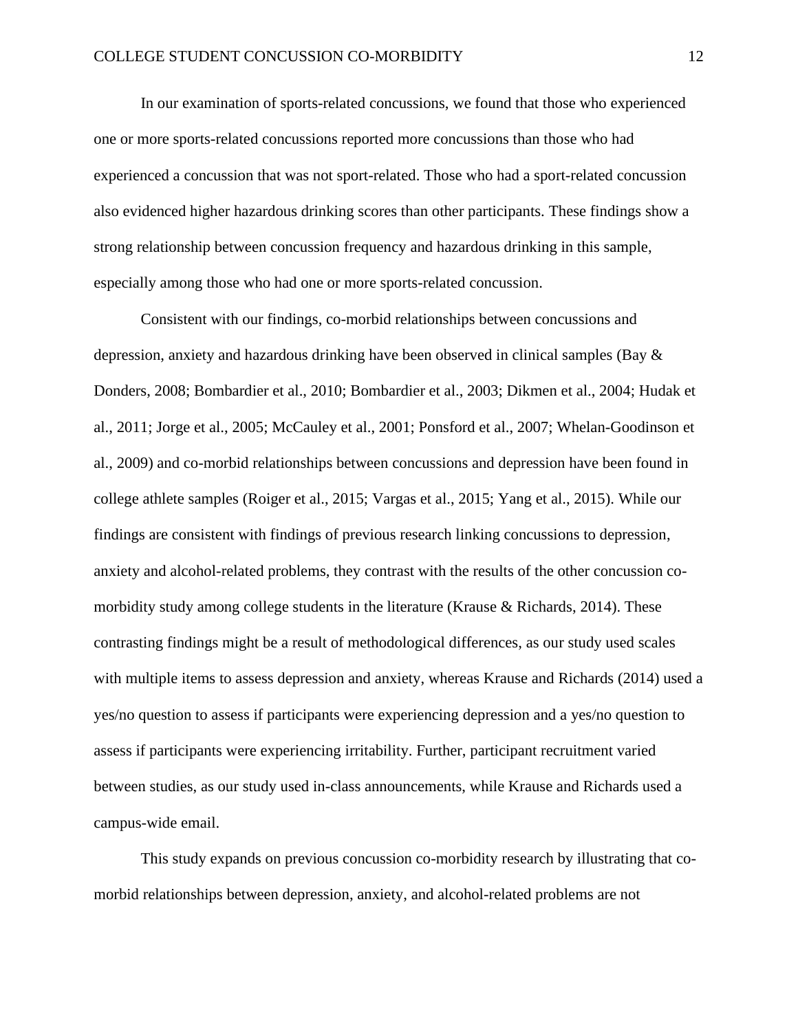In our examination of sports-related concussions, we found that those who experienced one or more sports-related concussions reported more concussions than those who had experienced a concussion that was not sport-related. Those who had a sport-related concussion also evidenced higher hazardous drinking scores than other participants. These findings show a strong relationship between concussion frequency and hazardous drinking in this sample, especially among those who had one or more sports-related concussion.

Consistent with our findings, co-morbid relationships between concussions and depression, anxiety and hazardous drinking have been observed in clinical samples (Bay & Donders, 2008; Bombardier et al., 2010; Bombardier et al., 2003; Dikmen et al., 2004; Hudak et al., 2011; Jorge et al., 2005; McCauley et al., 2001; Ponsford et al., 2007; Whelan-Goodinson et al., 2009) and co-morbid relationships between concussions and depression have been found in college athlete samples (Roiger et al., 2015; Vargas et al., 2015; Yang et al., 2015). While our findings are consistent with findings of previous research linking concussions to depression, anxiety and alcohol-related problems, they contrast with the results of the other concussion co-morbidity study among college students in the literature (Krause & Richards, 2014). These contrasting findings might be a result of methodological differences, as our study used scales with multiple items to assess depression and anxiety, whereas Krause and Richards (2014) used a yes/no question to assess if participants were experiencing depression and a yes/no question to assess if participants were experiencing irritability. Further, participant recruitment varied between studies, as our study used in-class announcements, while Krause and Richards used a campus-wide email.

This study expands on previous concussion co-morbidity research by illustrating that co-morbid relationships between depression, anxiety, and alcohol-related problems are not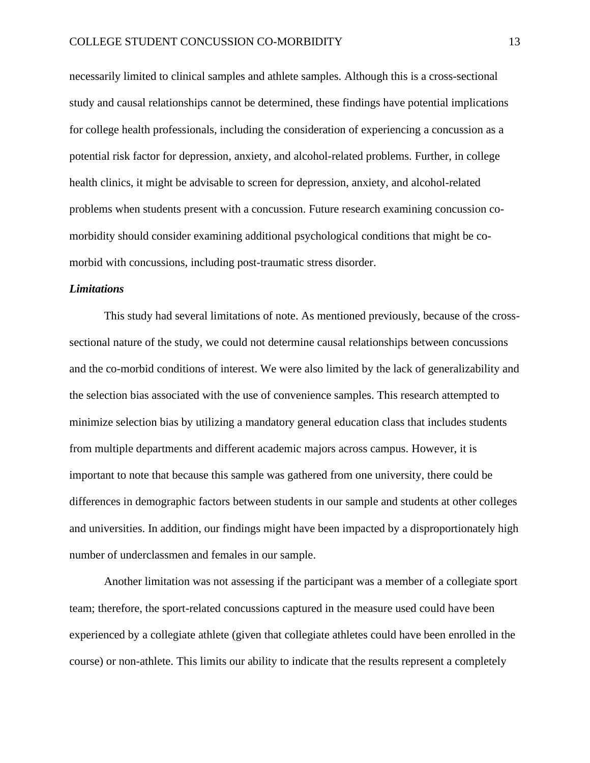necessarily limited to clinical samples and athlete samples. Although this is a cross-sectional study and causal relationships cannot be determined, these findings have potential implications for college health professionals, including the consideration of experiencing a concussion as a potential risk factor for depression, anxiety, and alcohol-related problems. Further, in college health clinics, it might be advisable to screen for depression, anxiety, and alcohol-related problems when students present with a concussion. Future research examining concussion co-morbidity should consider examining additional psychological conditions that might be co-morbid with concussions, including post-traumatic stress disorder.

***Limitations***

This study had several limitations of note. As mentioned previously, because of the cross-sectional nature of the study, we could not determine causal relationships between concussions and the co-morbid conditions of interest. We were also limited by the lack of generalizability and the selection bias associated with the use of convenience samples. This research attempted to minimize selection bias by utilizing a mandatory general education class that includes students from multiple departments and different academic majors across campus. However, it is important to note that because this sample was gathered from one university, there could be differences in demographic factors between students in our sample and students at other colleges and universities. In addition, our findings might have been impacted by a disproportionately high number of underclassmen and females in our sample.

Another limitation was not assessing if the participant was a member of a collegiate sport team; therefore, the sport-related concussions captured in the measure used could have been experienced by a collegiate athlete (given that collegiate athletes could have been enrolled in the course) or non-athlete. This limits our ability to indicate that the results represent a completely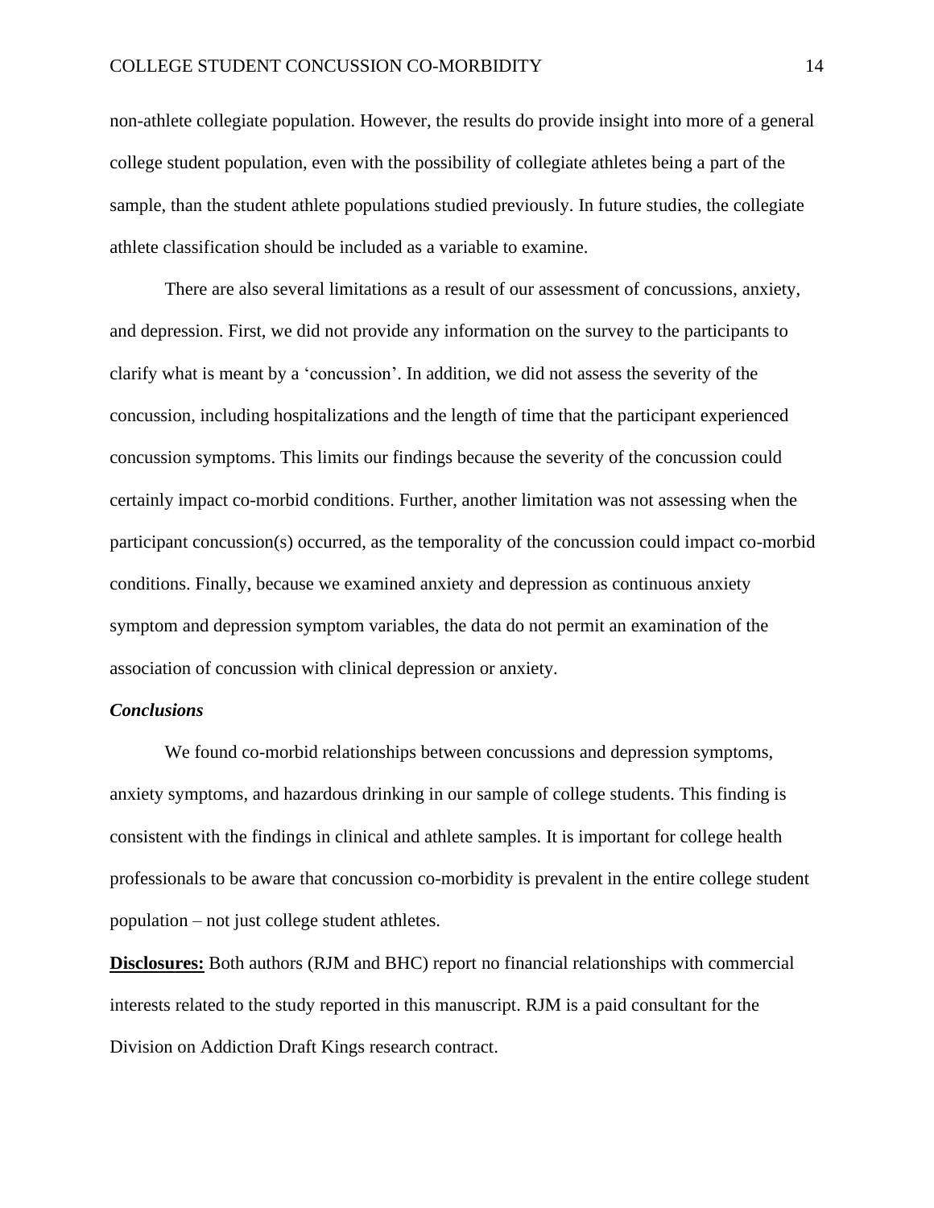non-athlete collegiate population. However, the results do provide insight into more of a general college student population, even with the possibility of collegiate athletes being a part of the sample, than the student athlete populations studied previously. In future studies, the collegiate athlete classification should be included as a variable to examine.

There are also several limitations as a result of our assessment of concussions, anxiety, and depression. First, we did not provide any information on the survey to the participants to clarify what is meant by a 'concussion'. In addition, we did not assess the severity of the concussion, including hospitalizations and the length of time that the participant experienced concussion symptoms. This limits our findings because the severity of the concussion could certainly impact co-morbid conditions. Further, another limitation was not assessing when the participant concussion(s) occurred, as the temporality of the concussion could impact co-morbid conditions. Finally, because we examined anxiety and depression as continuous anxiety symptom and depression symptom variables, the data do not permit an examination of the association of concussion with clinical depression or anxiety.

### *Conclusions*

We found co-morbid relationships between concussions and depression symptoms, anxiety symptoms, and hazardous drinking in our sample of college students. This finding is consistent with the findings in clinical and athlete samples. It is important for college health professionals to be aware that concussion co-morbidity is prevalent in the entire college student population – not just college student athletes.

**Disclosures:** Both authors (RJM and BHC) report no financial relationships with commercial interests related to the study reported in this manuscript. RJM is a paid consultant for the Division on Addiction Draft Kings research contract.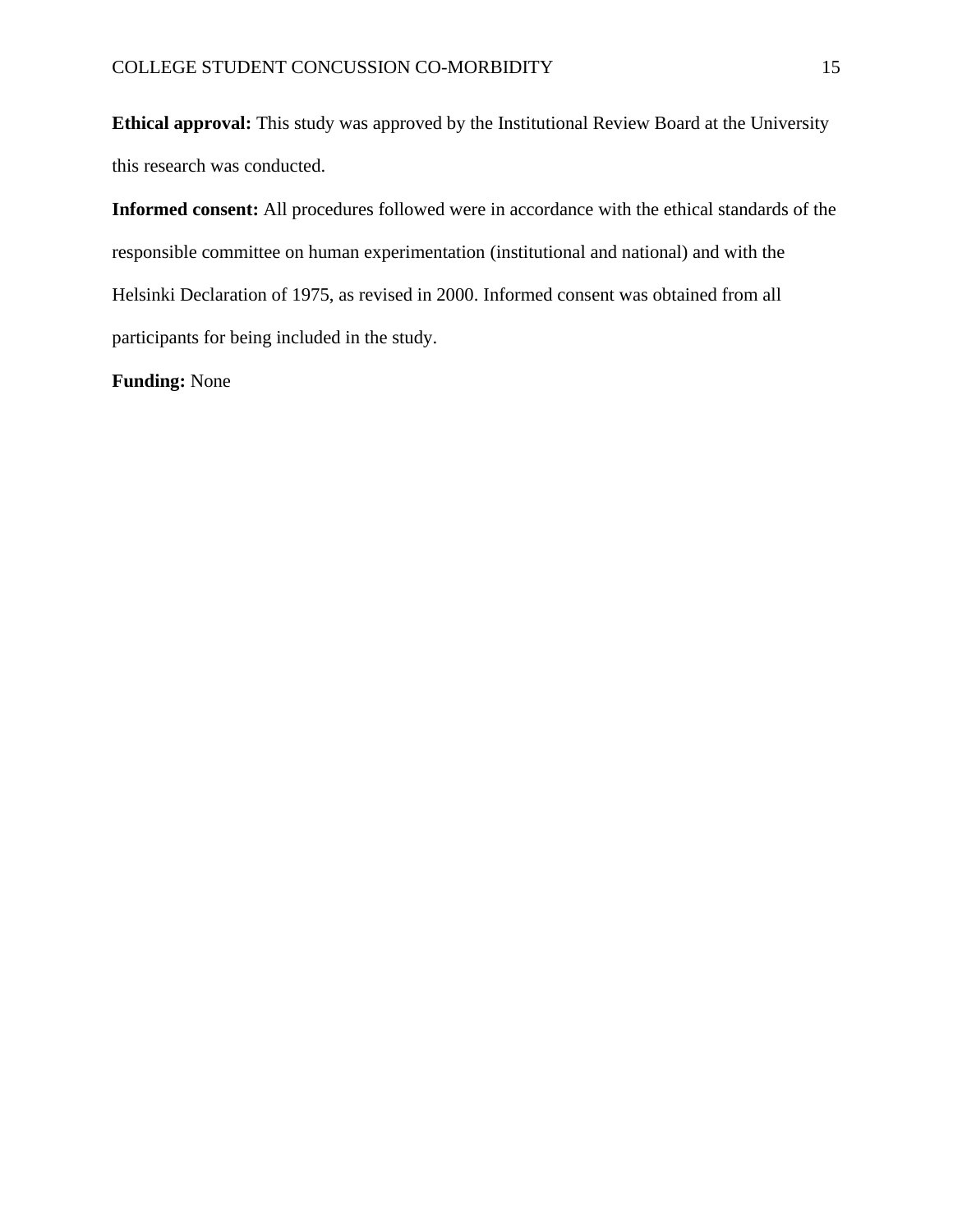**Ethical approval:** This study was approved by the Institutional Review Board at the University this research was conducted.

**Informed consent:** All procedures followed were in accordance with the ethical standards of the responsible committee on human experimentation (institutional and national) and with the Helsinki Declaration of 1975, as revised in 2000. Informed consent was obtained from all participants for being included in the study.

**Funding:** None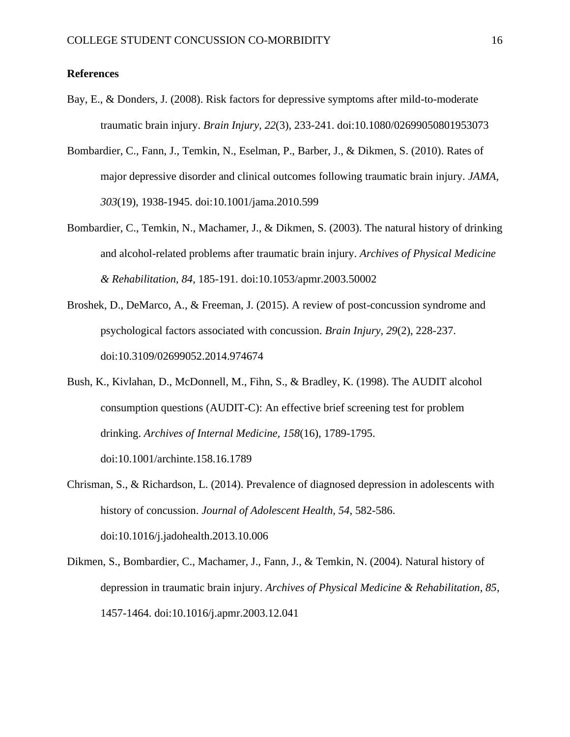**References**

Bay, E., & Donders, J. (2008). Risk factors for depressive symptoms after mild-to-moderate traumatic brain injury. *Brain Injury, 22*(3), 233-241. doi:10.1080/02699050801953073

Bombardier, C., Fann, J., Temkin, N., Eselman, P., Barber, J., & Dikmen, S. (2010). Rates of major depressive disorder and clinical outcomes following traumatic brain injury. *JAMA, 303*(19), 1938-1945. doi:10.1001/jama.2010.599

Bombardier, C., Temkin, N., Machamer, J., & Dikmen, S. (2003). The natural history of drinking and alcohol-related problems after traumatic brain injury. *Archives of Physical Medicine & Rehabilitation, 84*, 185-191. doi:10.1053/apmr.2003.50002

Broshek, D., DeMarco, A., & Freeman, J. (2015). A review of post-concussion syndrome and psychological factors associated with concussion. *Brain Injury, 29*(2), 228-237. doi:10.3109/02699052.2014.974674

Bush, K., Kivlahan, D., McDonnell, M., Fihn, S., & Bradley, K. (1998). The AUDIT alcohol consumption questions (AUDIT-C): An effective brief screening test for problem drinking. *Archives of Internal Medicine, 158*(16), 1789-1795. doi:10.1001/archinte.158.16.1789

Chrisman, S., & Richardson, L. (2014). Prevalence of diagnosed depression in adolescents with history of concussion. *Journal of Adolescent Health, 54*, 582-586. doi:10.1016/j.jadohealth.2013.10.006

Dikmen, S., Bombardier, C., Machamer, J., Fann, J., & Temkin, N. (2004). Natural history of depression in traumatic brain injury. *Archives of Physical Medicine & Rehabilitation, 85*, 1457-1464. doi:10.1016/j.apmr.2003.12.041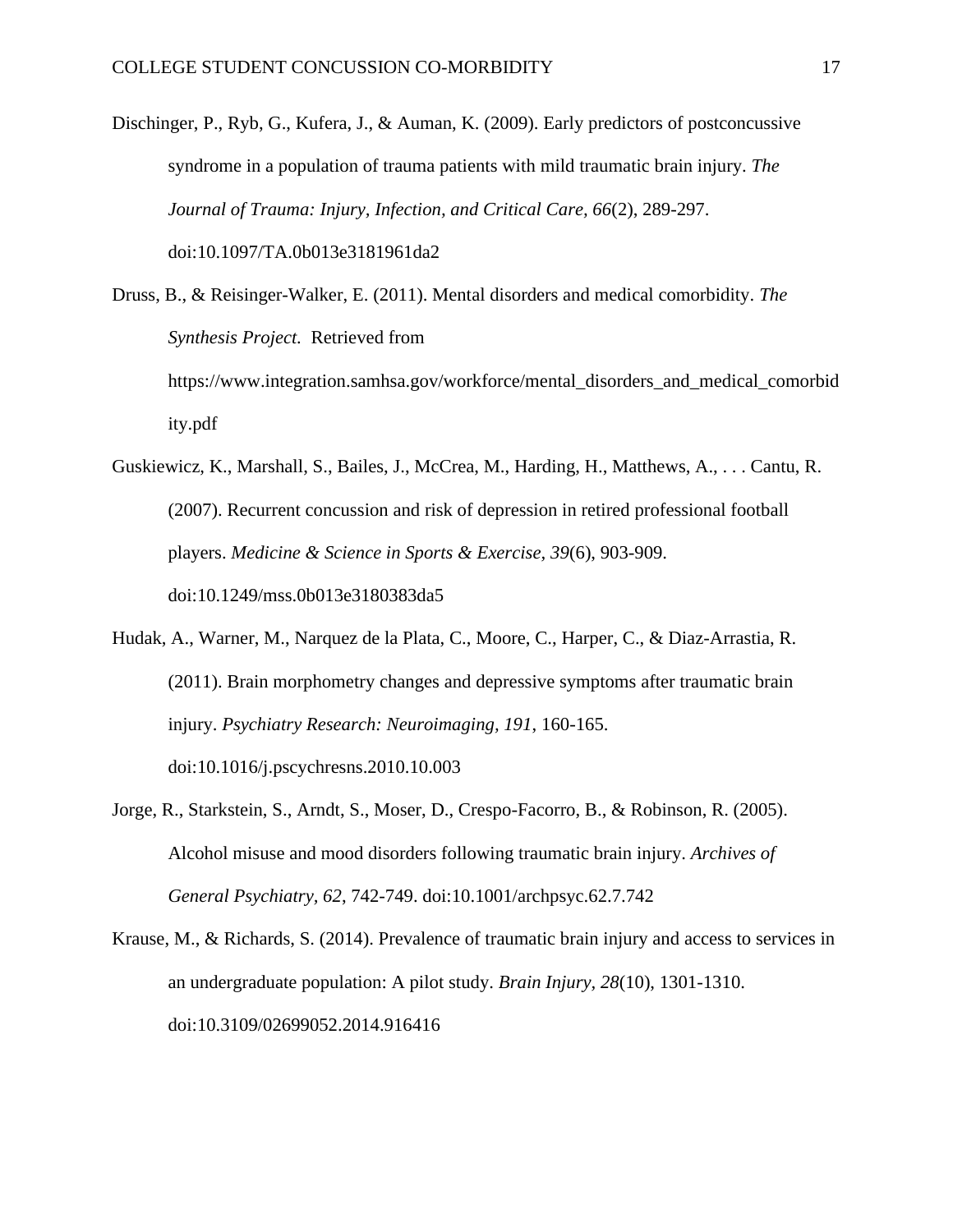Dischinger, P., Ryb, G., Kufera, J., & Auman, K. (2009). Early predictors of postconcussive syndrome in a population of trauma patients with mild traumatic brain injury. *The Journal of Trauma: Injury, Infection, and Critical Care, 66*(2), 289-297. doi:10.1097/TA.0b013e3181961da2

Druss, B., & Reisinger-Walker, E. (2011). Mental disorders and medical comorbidity. *The Synthesis Project.* Retrieved from https://www.integration.samhsa.gov/workforce/mental_disorders_and_medical_comorbidity.pdf

Guskiewicz, K., Marshall, S., Bailes, J., McCrea, M., Harding, H., Matthews, A., . . . Cantu, R. (2007). Recurrent concussion and risk of depression in retired professional football players. *Medicine & Science in Sports & Exercise, 39*(6), 903-909. doi:10.1249/mss.0b013e3180383da5

Hudak, A., Warner, M., Narquez de la Plata, C., Moore, C., Harper, C., & Diaz-Arrastia, R. (2011). Brain morphometry changes and depressive symptoms after traumatic brain injury. *Psychiatry Research: Neuroimaging, 191*, 160-165. doi:10.1016/j.pscychresns.2010.10.003

Jorge, R., Starkstein, S., Arndt, S., Moser, D., Crespo-Facorro, B., & Robinson, R. (2005). Alcohol misuse and mood disorders following traumatic brain injury. *Archives of General Psychiatry, 62*, 742-749. doi:10.1001/archpsyc.62.7.742

Krause, M., & Richards, S. (2014). Prevalence of traumatic brain injury and access to services in an undergraduate population: A pilot study. *Brain Injury, 28*(10), 1301-1310. doi:10.3109/02699052.2014.916416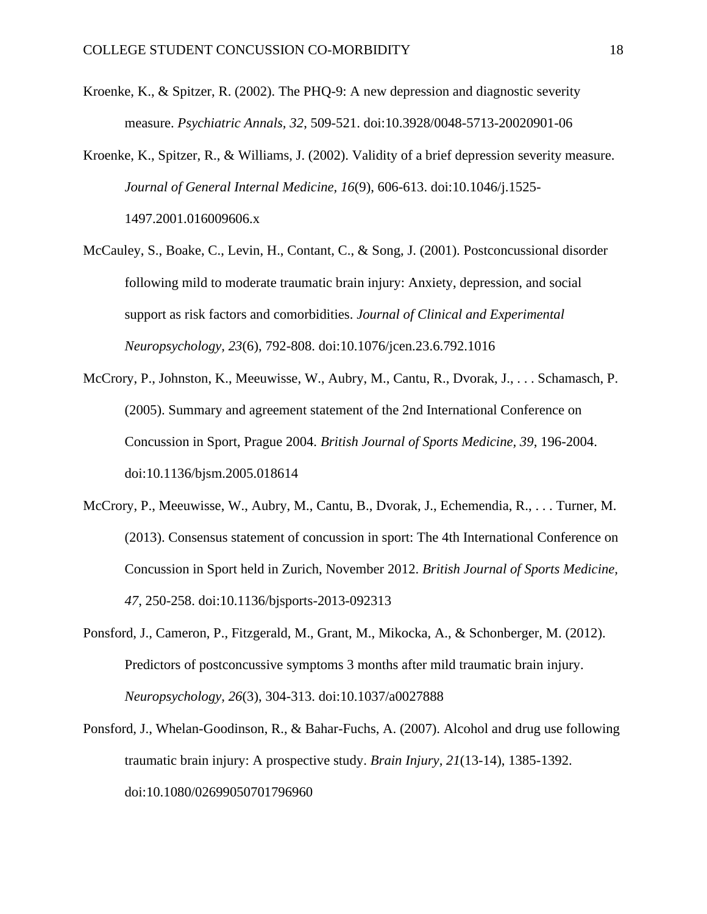Kroenke, K., & Spitzer, R. (2002). The PHQ-9: A new depression and diagnostic severity measure. *Psychiatric Annals, 32*, 509-521. doi:10.3928/0048-5713-20020901-06

Kroenke, K., Spitzer, R., & Williams, J. (2002). Validity of a brief depression severity measure. *Journal of General Internal Medicine, 16*(9), 606-613. doi:10.1046/j.1525-1497.2001.016009606.x

McCauley, S., Boake, C., Levin, H., Contant, C., & Song, J. (2001). Postconcussional disorder following mild to moderate traumatic brain injury: Anxiety, depression, and social support as risk factors and comorbidities. *Journal of Clinical and Experimental Neuropsychology, 23*(6), 792-808. doi:10.1076/jcen.23.6.792.1016

McCrory, P., Johnston, K., Meeuwisse, W., Aubry, M., Cantu, R., Dvorak, J., . . . Schamasch, P. (2005). Summary and agreement statement of the 2nd International Conference on Concussion in Sport, Prague 2004. *British Journal of Sports Medicine, 39*, 196-2004. doi:10.1136/bjsm.2005.018614

McCrory, P., Meeuwisse, W., Aubry, M., Cantu, B., Dvorak, J., Echemendia, R., . . . Turner, M. (2013). Consensus statement of concussion in sport: The 4th International Conference on Concussion in Sport held in Zurich, November 2012. *British Journal of Sports Medicine, 47*, 250-258. doi:10.1136/bjsports-2013-092313

Ponsford, J., Cameron, P., Fitzgerald, M., Grant, M., Mikocka, A., & Schonberger, M. (2012). Predictors of postconcussive symptoms 3 months after mild traumatic brain injury. *Neuropsychology, 26*(3), 304-313. doi:10.1037/a0027888

Ponsford, J., Whelan-Goodinson, R., & Bahar-Fuchs, A. (2007). Alcohol and drug use following traumatic brain injury: A prospective study. *Brain Injury, 21*(13-14), 1385-1392. doi:10.1080/02699050701796960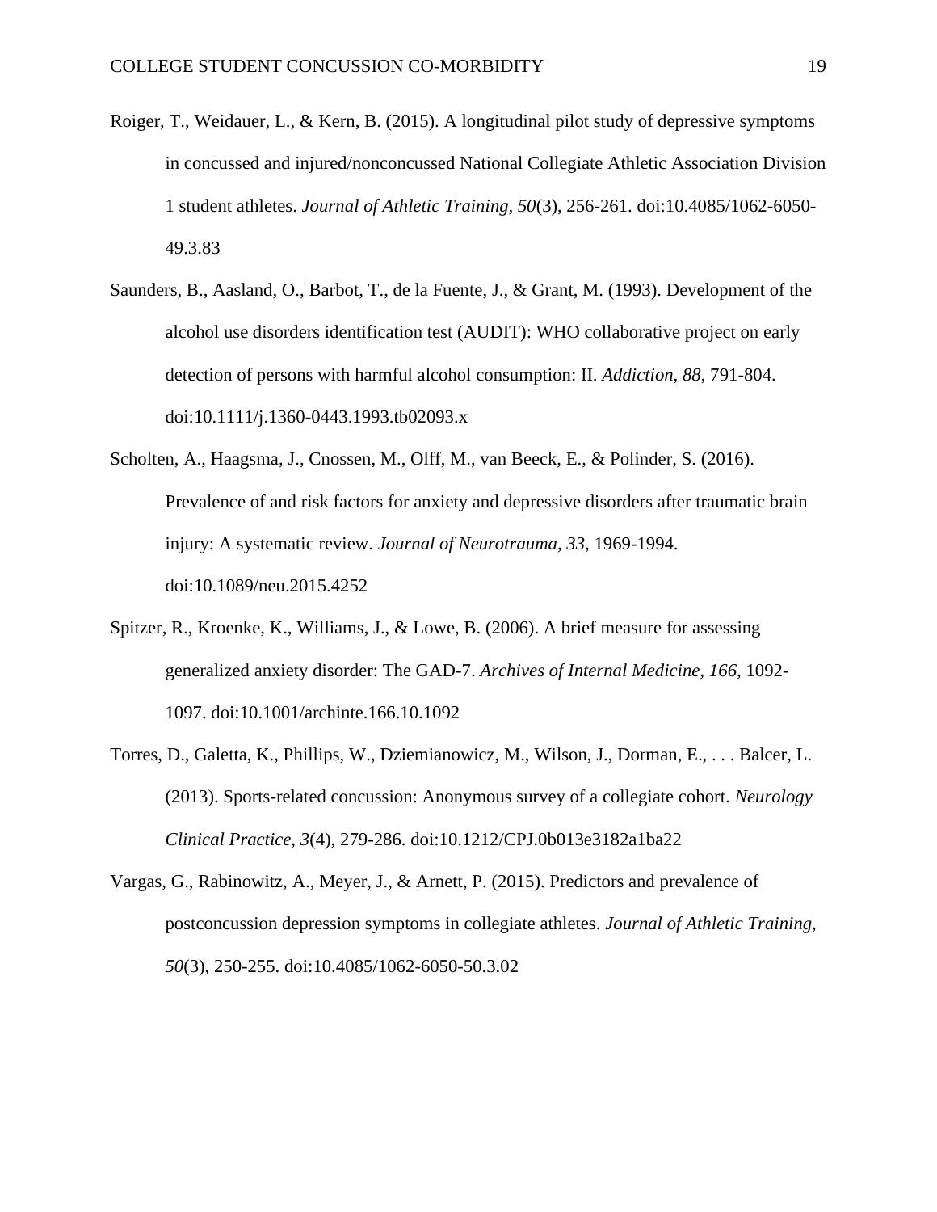Roiger, T., Weidauer, L., & Kern, B. (2015). A longitudinal pilot study of depressive symptoms in concussed and injured/nonconcussed National Collegiate Athletic Association Division 1 student athletes. *Journal of Athletic Training*, *50*(3), 256-261. doi:10.4085/1062-6050-49.3.83

Saunders, B., Aasland, O., Barbot, T., de la Fuente, J., & Grant, M. (1993). Development of the alcohol use disorders identification test (AUDIT): WHO collaborative project on early detection of persons with harmful alcohol consumption: II. *Addiction*, *88*, 791-804. doi:10.1111/j.1360-0443.1993.tb02093.x

Scholten, A., Haagsma, J., Cnossen, M., Olff, M., van Beeck, E., & Polinder, S. (2016). Prevalence of and risk factors for anxiety and depressive disorders after traumatic brain injury: A systematic review. *Journal of Neurotrauma, 33*, 1969-1994. doi:10.1089/neu.2015.4252

Spitzer, R., Kroenke, K., Williams, J., & Lowe, B. (2006). A brief measure for assessing generalized anxiety disorder: The GAD-7. *Archives of Internal Medicine, 166*, 1092-1097. doi:10.1001/archinte.166.10.1092

Torres, D., Galetta, K., Phillips, W., Dziemianowicz, M., Wilson, J., Dorman, E., . . . Balcer, L. (2013). Sports-related concussion: Anonymous survey of a collegiate cohort. *Neurology Clinical Practice*, *3*(4), 279-286. doi:10.1212/CPJ.0b013e3182a1ba22

Vargas, G., Rabinowitz, A., Meyer, J., & Arnett, P. (2015). Predictors and prevalence of postconcussion depression symptoms in collegiate athletes. *Journal of Athletic Training, 50*(3), 250-255. doi:10.4085/1062-6050-50.3.02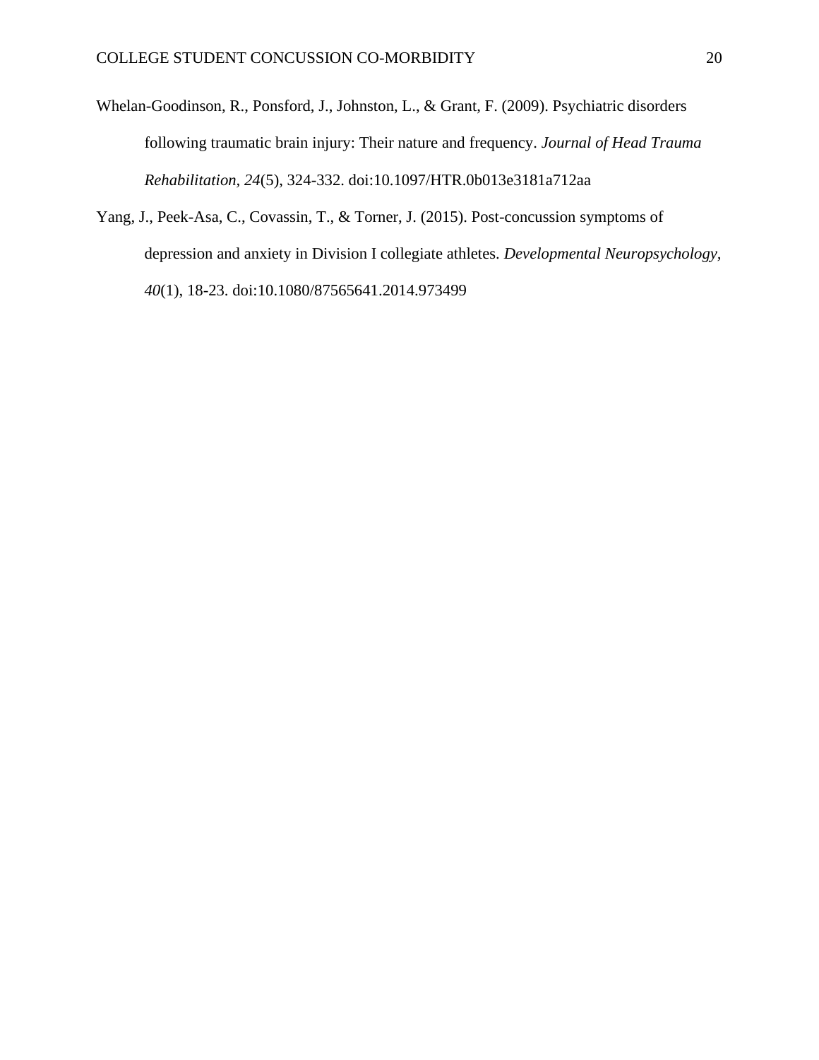Whelan-Goodinson, R., Ponsford, J., Johnston, L., & Grant, F. (2009). Psychiatric disorders following traumatic brain injury: Their nature and frequency. *Journal of Head Trauma Rehabilitation, 24*(5), 324-332. doi:10.1097/HTR.0b013e3181a712aa

Yang, J., Peek-Asa, C., Covassin, T., & Torner, J. (2015). Post-concussion symptoms of depression and anxiety in Division I collegiate athletes. *Developmental Neuropsychology, 40*(1), 18-23. doi:10.1080/87565641.2014.973499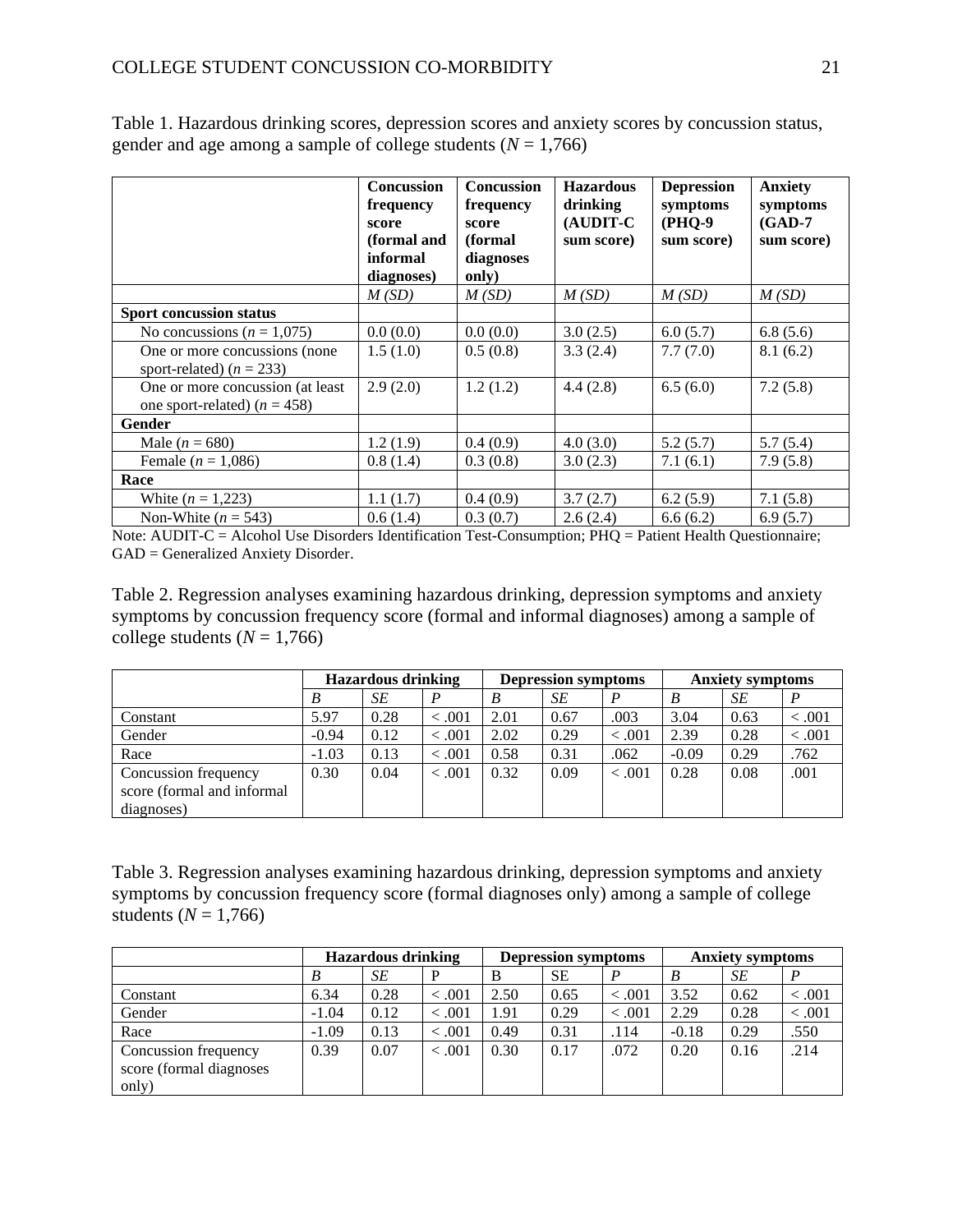Table 1. Hazardous drinking scores, depression scores and anxiety scores by concussion status, gender and age among a sample of college students ($N$ = 1,766)

| | Concussion frequency score (formal and informal diagnoses) | Concussion frequency score (formal diagnoses only) | Hazardous drinking (AUDIT-C sum score) | Depression symptoms (PHQ-9 sum score) | Anxiety symptoms (GAD-7 sum score) |
|---|---|---|---|---|---|
| | *M (SD)* | *M (SD)* | *M (SD)* | *M (SD)* | *M (SD)* |
| **Sport concussion status** | | | | | |
| No concussions ($n$ = 1,075) | 0.0 (0.0) | 0.0 (0.0) | 3.0 (2.5) | 6.0 (5.7) | 6.8 (5.6) |
| One or more concussions (none sport-related) ($n$ = 233) | 1.5 (1.0) | 0.5 (0.8) | 3.3 (2.4) | 7.7 (7.0) | 8.1 (6.2) |
| One or more concussion (at least one sport-related) ($n$ = 458) | 2.9 (2.0) | 1.2 (1.2) | 4.4 (2.8) | 6.5 (6.0) | 7.2 (5.8) |
| **Gender** | | | | | |
| Male ($n$ = 680) | 1.2 (1.9) | 0.4 (0.9) | 4.0 (3.0) | 5.2 (5.7) | 5.7 (5.4) |
| Female ($n$ = 1,086) | 0.8 (1.4) | 0.3 (0.8) | 3.0 (2.3) | 7.1 (6.1) | 7.9 (5.8) |
| **Race** | | | | | |
| White ($n$ = 1,223) | 1.1 (1.7) | 0.4 (0.9) | 3.7 (2.7) | 6.2 (5.9) | 7.1 (5.8) |
| Non-White ($n$ = 543) | 0.6 (1.4) | 0.3 (0.7) | 2.6 (2.4) | 6.6 (6.2) | 6.9 (5.7) |

Note: AUDIT-C = Alcohol Use Disorders Identification Test-Consumption; PHQ = Patient Health Questionnaire; GAD = Generalized Anxiety Disorder.

Table 2. Regression analyses examining hazardous drinking, depression symptoms and anxiety symptoms by concussion frequency score (formal and informal diagnoses) among a sample of college students ($N$ = 1,766)

| | **Hazardous drinking** | | | **Depression symptoms** | | | **Anxiety symptoms** | | |
|---|---|---|---|---|---|---|---|---|---|
| | *B* | *SE* | *P* | *B* | *SE* | *P* | *B* | *SE* | *P* |
| Constant | 5.97 | 0.28 | < .001 | 2.01 | 0.67 | .003 | 3.04 | 0.63 | < .001 |
| Gender | -0.94 | 0.12 | < .001 | 2.02 | 0.29 | < .001 | 2.39 | 0.28 | < .001 |
| Race | -1.03 | 0.13 | < .001 | 0.58 | 0.31 | .062 | -0.09 | 0.29 | .762 |
| Concussion frequency score (formal and informal diagnoses) | 0.30 | 0.04 | < .001 | 0.32 | 0.09 | < .001 | 0.28 | 0.08 | .001 |

Table 3. Regression analyses examining hazardous drinking, depression symptoms and anxiety symptoms by concussion frequency score (formal diagnoses only) among a sample of college students ($N$ = 1,766)

| | **Hazardous drinking** | | | **Depression symptoms** | | | **Anxiety symptoms** | | |
|---|---|---|---|---|---|---|---|---|---|
| | *B* | *SE* | P | B | SE | *P* | *B* | *SE* | *P* |
| Constant | 6.34 | 0.28 | < .001 | 2.50 | 0.65 | < .001 | 3.52 | 0.62 | < .001 |
| Gender | -1.04 | 0.12 | < .001 | 1.91 | 0.29 | < .001 | 2.29 | 0.28 | < .001 |
| Race | -1.09 | 0.13 | < .001 | 0.49 | 0.31 | .114 | -0.18 | 0.29 | .550 |
| Concussion frequency score (formal diagnoses only) | 0.39 | 0.07 | < .001 | 0.30 | 0.17 | .072 | 0.20 | 0.16 | .214 |